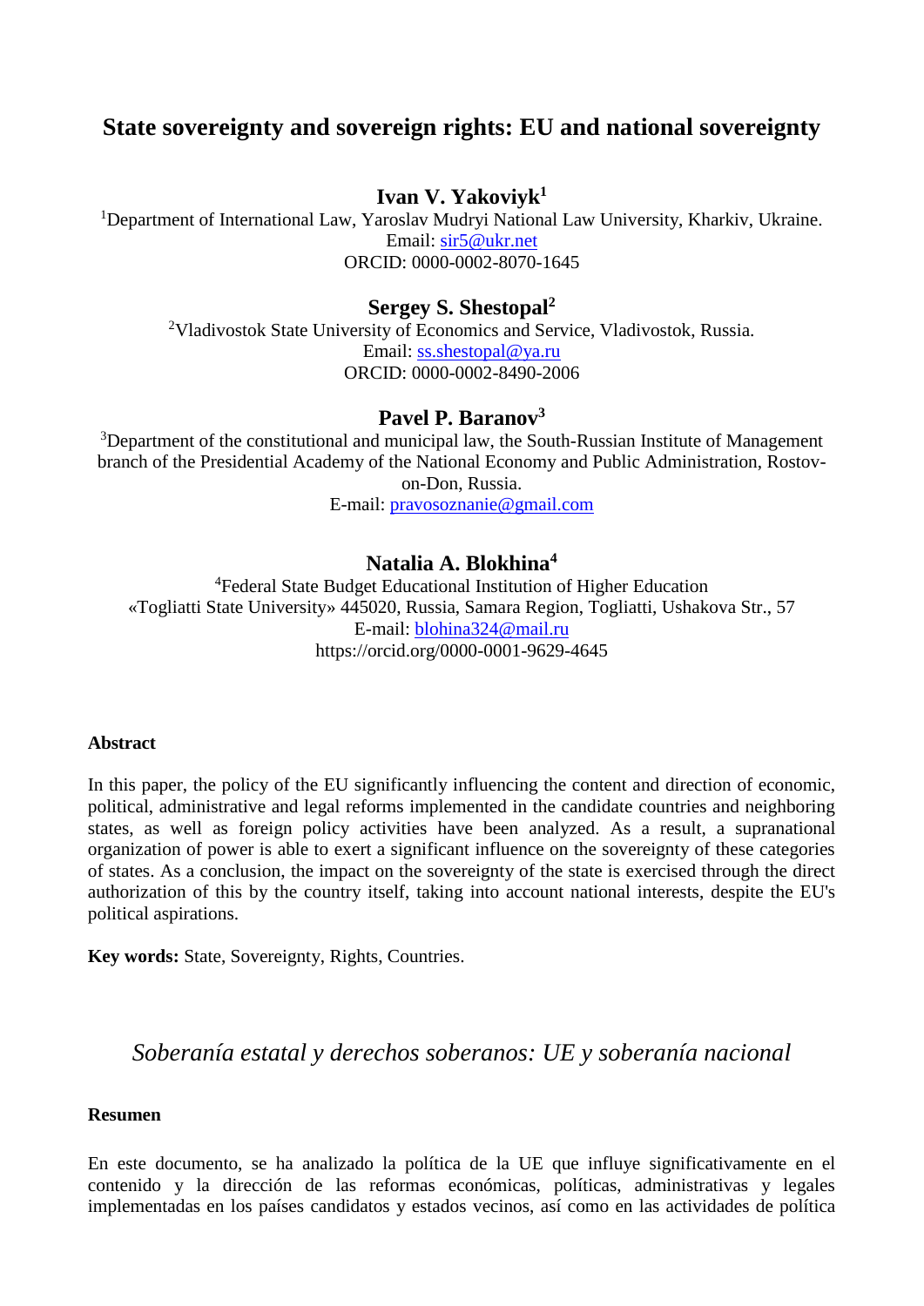# State sovereignty and sovereign rights: EU and national sovereignty

**Ivan V. Yakoviyk**[1]

[1]Department of International Law, Yaroslav Mudryi National Law University, Kharkiv, Ukraine.
Email: sir5@ukr.net
ORCID: 0000-0002-8070-1645

**Sergey S. Shestopal**[2]

[2]Vladivostok State University of Economics and Service, Vladivostok, Russia.
Email: ss.shestopal@ya.ru
ORCID: 0000-0002-8490-2006

**Pavel P. Baranov**[3]

[3]Department of the constitutional and municipal law, the South-Russian Institute of Management branch of the Presidential Academy of the National Economy and Public Administration, Rostov-on-Don, Russia.
E-mail: pravosoznanie@gmail.com

**Natalia A. Blokhina**[4]

[4]Federal State Budget Educational Institution of Higher Education «Togliatti State University» 445020, Russia, Samara Region, Togliatti, Ushakova Str., 57
E-mail: blohina324@mail.ru
https://orcid.org/0000-0001-9629-4645

**Abstract**

In this paper, the policy of the EU significantly influencing the content and direction of economic, political, administrative and legal reforms implemented in the candidate countries and neighboring states, as well as foreign policy activities have been analyzed. As a result, a supranational organization of power is able to exert a significant influence on the sovereignty of these categories of states. As a conclusion, the impact on the sovereignty of the state is exercised through the direct authorization of this by the country itself, taking into account national interests, despite the EU's political aspirations.

**Key words:** State, Sovereignty, Rights, Countries.

## *Soberanía estatal y derechos soberanos: UE y soberanía nacional*

**Resumen**

En este documento, se ha analizado la política de la UE que influye significativamente en el contenido y la dirección de las reformas económicas, políticas, administrativas y legales implementadas en los países candidatos y estados vecinos, así como en las actividades de política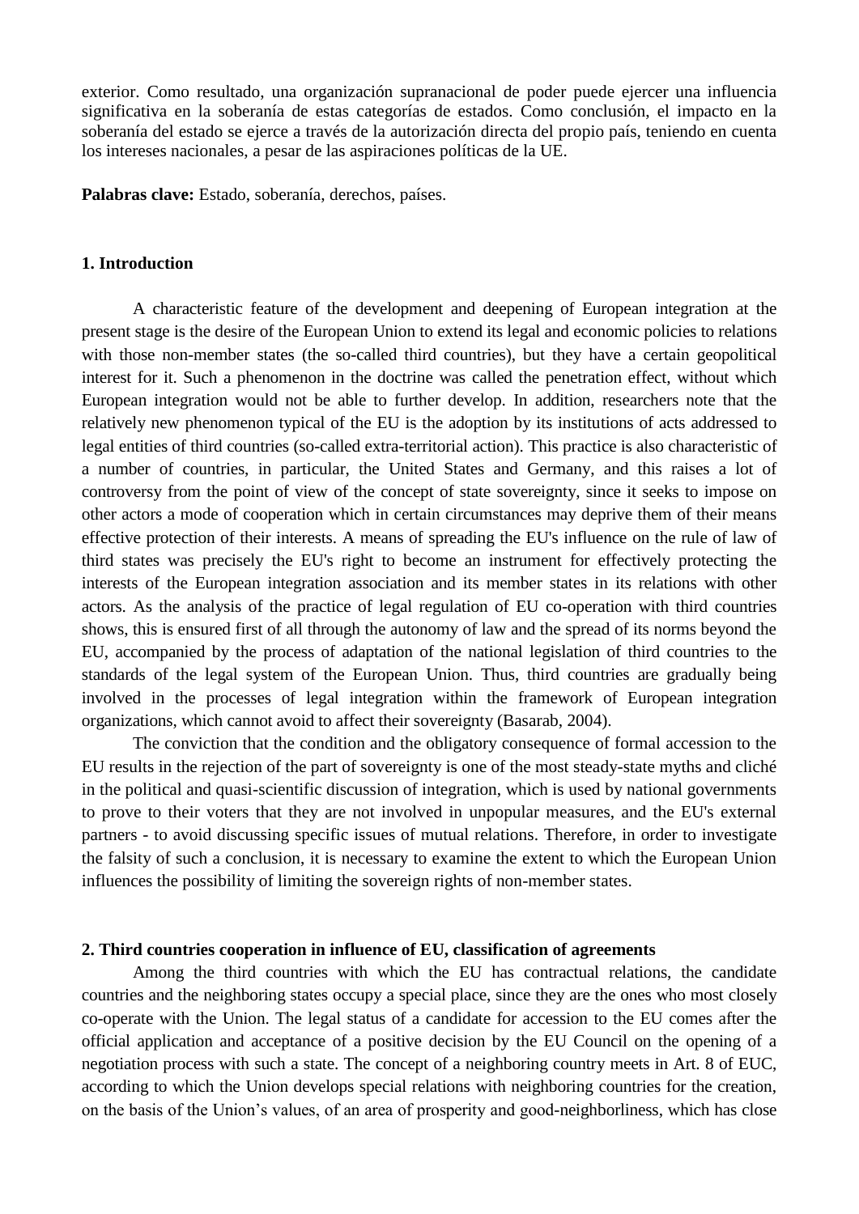exterior. Como resultado, una organización supranacional de poder puede ejercer una influencia significativa en la soberanía de estas categorías de estados. Como conclusión, el impacto en la soberanía del estado se ejerce a través de la autorización directa del propio país, teniendo en cuenta los intereses nacionales, a pesar de las aspiraciones políticas de la UE.

**Palabras clave:** Estado, soberanía, derechos, países.

## 1. Introduction

A characteristic feature of the development and deepening of European integration at the present stage is the desire of the European Union to extend its legal and economic policies to relations with those non-member states (the so-called third countries), but they have a certain geopolitical interest for it. Such a phenomenon in the doctrine was called the penetration effect, without which European integration would not be able to further develop. In addition, researchers note that the relatively new phenomenon typical of the EU is the adoption by its institutions of acts addressed to legal entities of third countries (so-called extra-territorial action). This practice is also characteristic of a number of countries, in particular, the United States and Germany, and this raises a lot of controversy from the point of view of the concept of state sovereignty, since it seeks to impose on other actors a mode of cooperation which in certain circumstances may deprive them of their means effective protection of their interests. A means of spreading the EU's influence on the rule of law of third states was precisely the EU's right to become an instrument for effectively protecting the interests of the European integration association and its member states in its relations with other actors. As the analysis of the practice of legal regulation of EU co-operation with third countries shows, this is ensured first of all through the autonomy of law and the spread of its norms beyond the EU, accompanied by the process of adaptation of the national legislation of third countries to the standards of the legal system of the European Union. Thus, third countries are gradually being involved in the processes of legal integration within the framework of European integration organizations, which cannot avoid to affect their sovereignty (Basarab, 2004).

The conviction that the condition and the obligatory consequence of formal accession to the EU results in the rejection of the part of sovereignty is one of the most steady-state myths and cliché in the political and quasi-scientific discussion of integration, which is used by national governments to prove to their voters that they are not involved in unpopular measures, and the EU's external partners - to avoid discussing specific issues of mutual relations. Therefore, in order to investigate the falsity of such a conclusion, it is necessary to examine the extent to which the European Union influences the possibility of limiting the sovereign rights of non-member states.

## 2. Third countries cooperation in influence of EU, classification of agreements

Among the third countries with which the EU has contractual relations, the candidate countries and the neighboring states occupy a special place, since they are the ones who most closely co-operate with the Union. The legal status of a candidate for accession to the EU comes after the official application and acceptance of a positive decision by the EU Council on the opening of a negotiation process with such a state. The concept of a neighboring country meets in Art. 8 of EUC, according to which the Union develops special relations with neighboring countries for the creation, on the basis of the Union's values, of an area of prosperity and good-neighborliness, which has close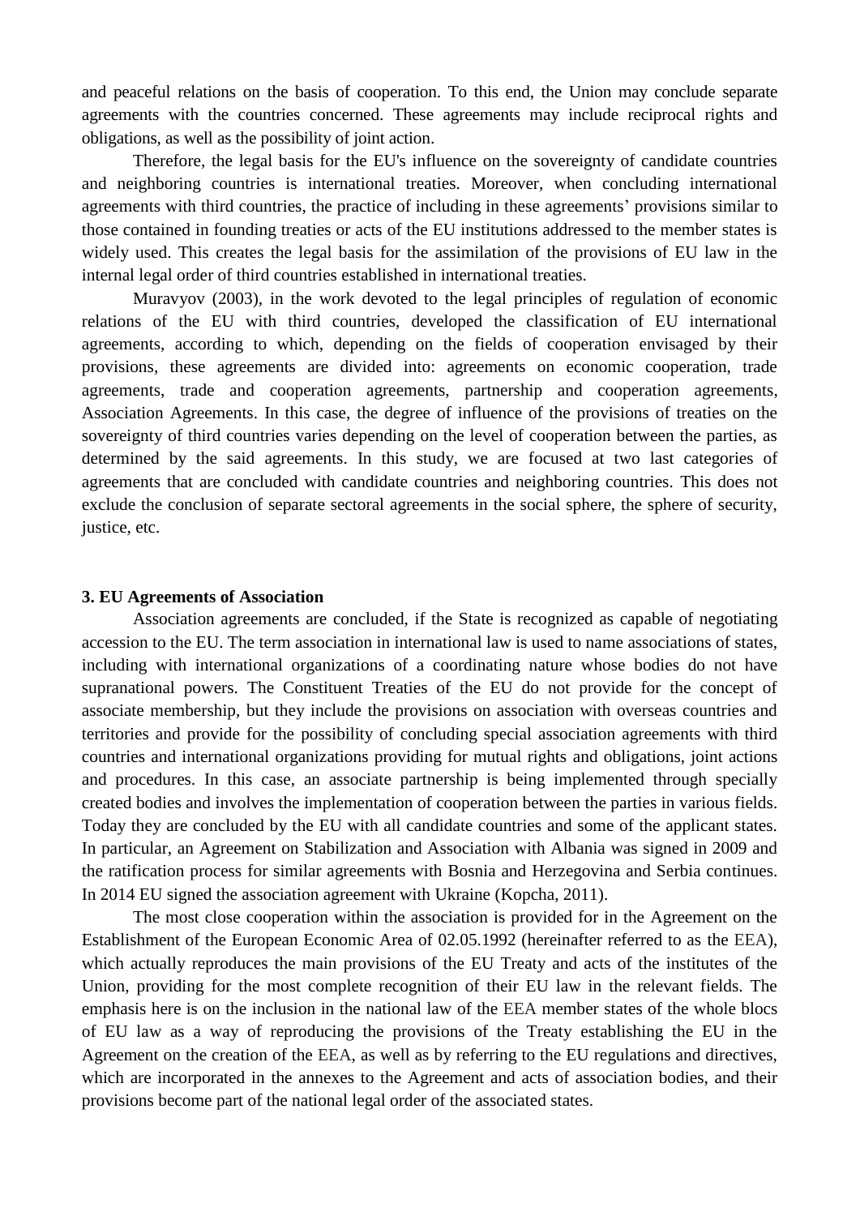and peaceful relations on the basis of cooperation. To this end, the Union may conclude separate agreements with the countries concerned. These agreements may include reciprocal rights and obligations, as well as the possibility of joint action.

Therefore, the legal basis for the EU's influence on the sovereignty of candidate countries and neighboring countries is international treaties. Moreover, when concluding international agreements with third countries, the practice of including in these agreements' provisions similar to those contained in founding treaties or acts of the EU institutions addressed to the member states is widely used. This creates the legal basis for the assimilation of the provisions of EU law in the internal legal order of third countries established in international treaties.

Muravyov (2003), in the work devoted to the legal principles of regulation of economic relations of the EU with third countries, developed the classification of EU international agreements, according to which, depending on the fields of cooperation envisaged by their provisions, these agreements are divided into: agreements on economic cooperation, trade agreements, trade and cooperation agreements, partnership and cooperation agreements, Association Agreements. In this case, the degree of influence of the provisions of treaties on the sovereignty of third countries varies depending on the level of cooperation between the parties, as determined by the said agreements. In this study, we are focused at two last categories of agreements that are concluded with candidate countries and neighboring countries. This does not exclude the conclusion of separate sectoral agreements in the social sphere, the sphere of security, justice, etc.

### 3. EU Agreements of Association

Association agreements are concluded, if the State is recognized as capable of negotiating accession to the EU. The term association in international law is used to name associations of states, including with international organizations of a coordinating nature whose bodies do not have supranational powers. The Constituent Treaties of the EU do not provide for the concept of associate membership, but they include the provisions on association with overseas countries and territories and provide for the possibility of concluding special association agreements with third countries and international organizations providing for mutual rights and obligations, joint actions and procedures. In this case, an associate partnership is being implemented through specially created bodies and involves the implementation of cooperation between the parties in various fields. Today they are concluded by the EU with all candidate countries and some of the applicant states. In particular, an Agreement on Stabilization and Association with Albania was signed in 2009 and the ratification process for similar agreements with Bosnia and Herzegovina and Serbia continues. In 2014 EU signed the association agreement with Ukraine (Kopcha, 2011).

The most close cooperation within the association is provided for in the Agreement on the Establishment of the European Economic Area of 02.05.1992 (hereinafter referred to as the EEA), which actually reproduces the main provisions of the EU Treaty and acts of the institutes of the Union, providing for the most complete recognition of their EU law in the relevant fields. The emphasis here is on the inclusion in the national law of the EEA member states of the whole blocs of EU law as a way of reproducing the provisions of the Treaty establishing the EU in the Agreement on the creation of the EEA, as well as by referring to the EU regulations and directives, which are incorporated in the annexes to the Agreement and acts of association bodies, and their provisions become part of the national legal order of the associated states.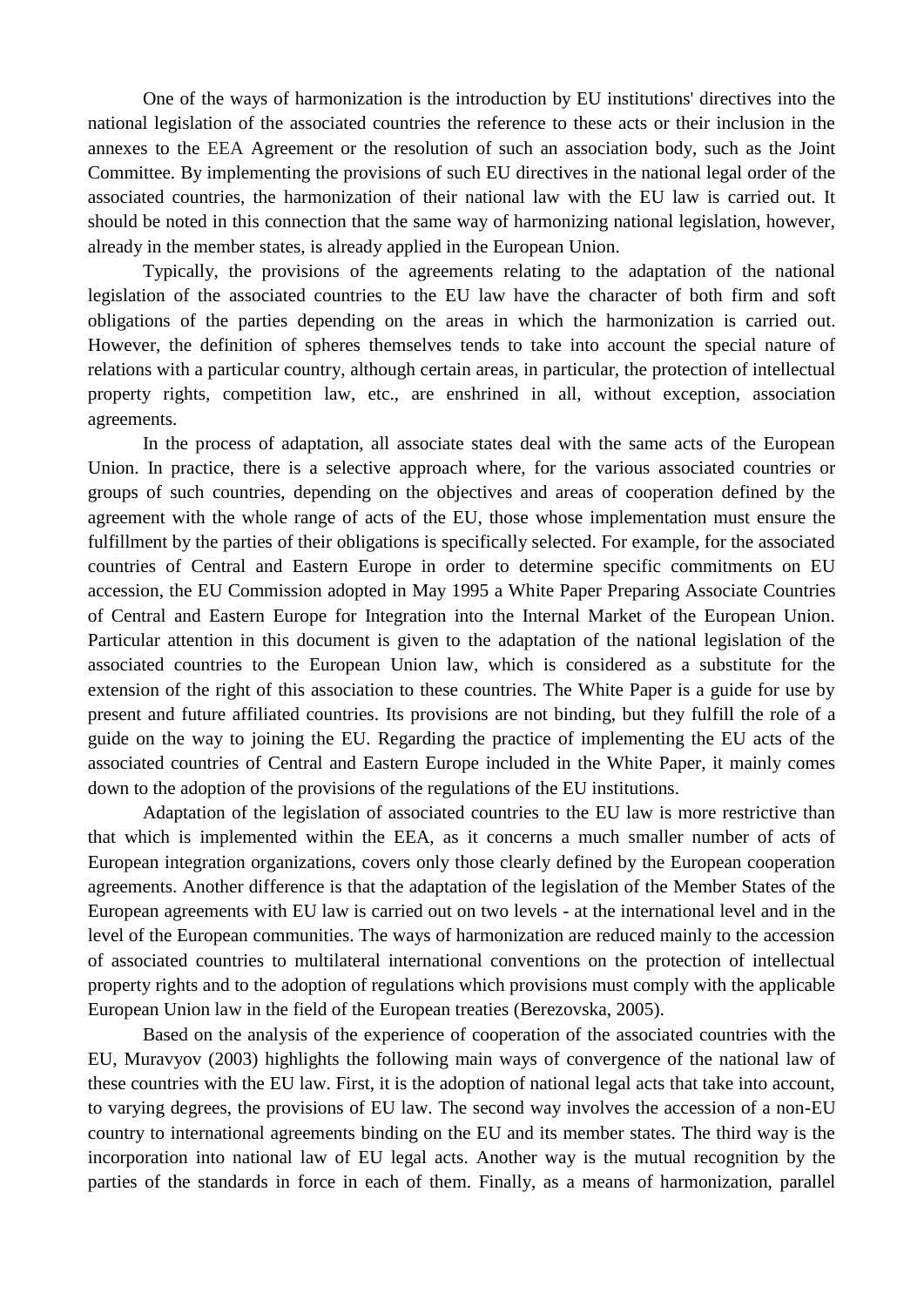One of the ways of harmonization is the introduction by EU institutions' directives into the national legislation of the associated countries the reference to these acts or their inclusion in the annexes to the EEA Agreement or the resolution of such an association body, such as the Joint Committee. By implementing the provisions of such EU directives in the national legal order of the associated countries, the harmonization of their national law with the EU law is carried out. It should be noted in this connection that the same way of harmonizing national legislation, however, already in the member states, is already applied in the European Union.

Typically, the provisions of the agreements relating to the adaptation of the national legislation of the associated countries to the EU law have the character of both firm and soft obligations of the parties depending on the areas in which the harmonization is carried out. However, the definition of spheres themselves tends to take into account the special nature of relations with a particular country, although certain areas, in particular, the protection of intellectual property rights, competition law, etc., are enshrined in all, without exception, association agreements.

In the process of adaptation, all associate states deal with the same acts of the European Union. In practice, there is a selective approach where, for the various associated countries or groups of such countries, depending on the objectives and areas of cooperation defined by the agreement with the whole range of acts of the EU, those whose implementation must ensure the fulfillment by the parties of their obligations is specifically selected. For example, for the associated countries of Central and Eastern Europe in order to determine specific commitments on EU accession, the EU Commission adopted in May 1995 a White Paper Preparing Associate Countries of Central and Eastern Europe for Integration into the Internal Market of the European Union. Particular attention in this document is given to the adaptation of the national legislation of the associated countries to the European Union law, which is considered as a substitute for the extension of the right of this association to these countries. The White Paper is a guide for use by present and future affiliated countries. Its provisions are not binding, but they fulfill the role of a guide on the way to joining the EU. Regarding the practice of implementing the EU acts of the associated countries of Central and Eastern Europe included in the White Paper, it mainly comes down to the adoption of the provisions of the regulations of the EU institutions.

Adaptation of the legislation of associated countries to the EU law is more restrictive than that which is implemented within the EEA, as it concerns a much smaller number of acts of European integration organizations, covers only those clearly defined by the European cooperation agreements. Another difference is that the adaptation of the legislation of the Member States of the European agreements with EU law is carried out on two levels - at the international level and in the level of the European communities. The ways of harmonization are reduced mainly to the accession of associated countries to multilateral international conventions on the protection of intellectual property rights and to the adoption of regulations which provisions must comply with the applicable European Union law in the field of the European treaties (Berezovska, 2005).

Based on the analysis of the experience of cooperation of the associated countries with the EU, Muravyov (2003) highlights the following main ways of convergence of the national law of these countries with the EU law. First, it is the adoption of national legal acts that take into account, to varying degrees, the provisions of EU law. The second way involves the accession of a non-EU country to international agreements binding on the EU and its member states. The third way is the incorporation into national law of EU legal acts. Another way is the mutual recognition by the parties of the standards in force in each of them. Finally, as a means of harmonization, parallel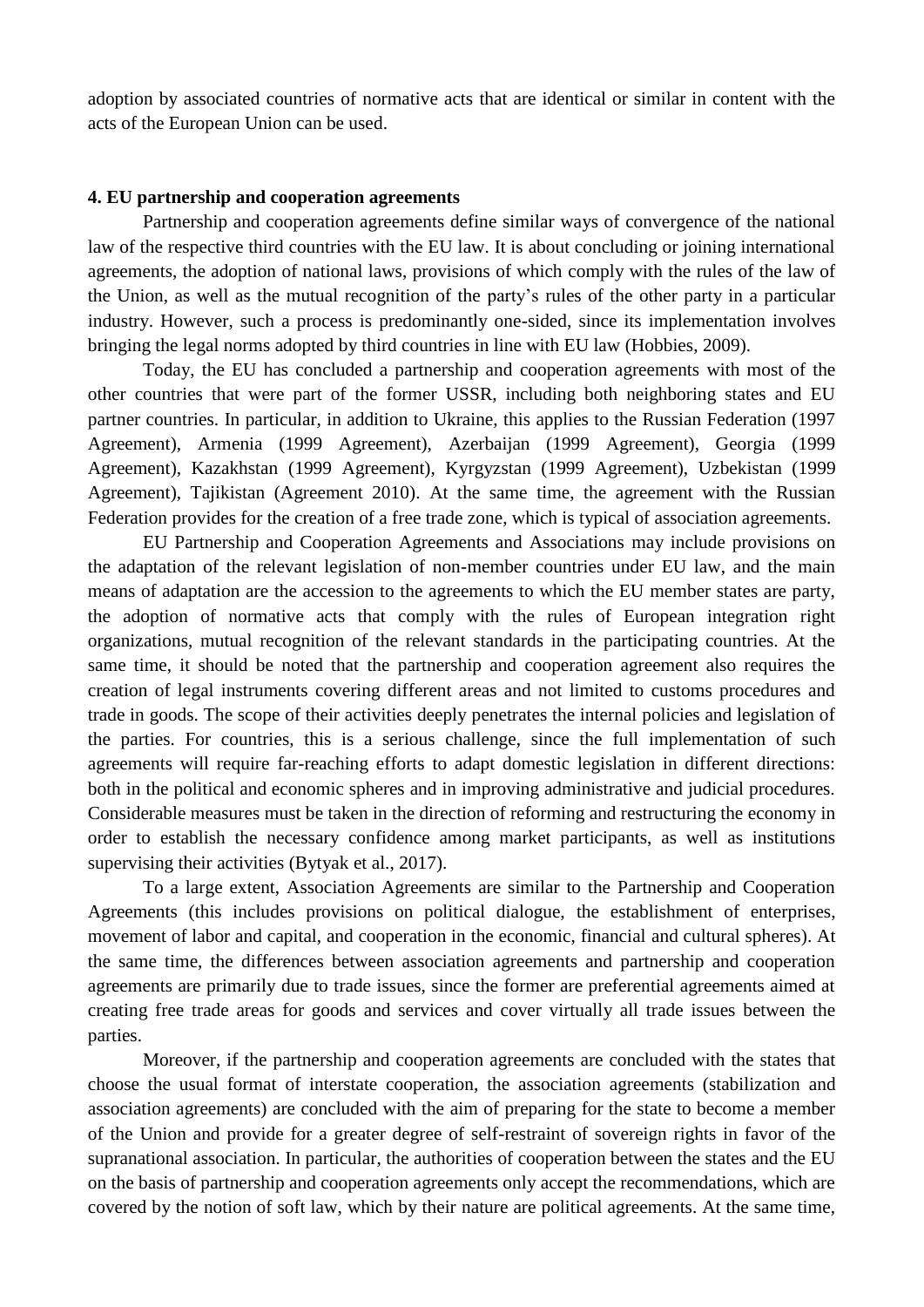adoption by associated countries of normative acts that are identical or similar in content with the acts of the European Union can be used.

## 4. EU partnership and cooperation agreements

Partnership and cooperation agreements define similar ways of convergence of the national law of the respective third countries with the EU law. It is about concluding or joining international agreements, the adoption of national laws, provisions of which comply with the rules of the law of the Union, as well as the mutual recognition of the party's rules of the other party in a particular industry. However, such a process is predominantly one-sided, since its implementation involves bringing the legal norms adopted by third countries in line with EU law (Hobbies, 2009).

Today, the EU has concluded a partnership and cooperation agreements with most of the other countries that were part of the former USSR, including both neighboring states and EU partner countries. In particular, in addition to Ukraine, this applies to the Russian Federation (1997 Agreement), Armenia (1999 Agreement), Azerbaijan (1999 Agreement), Georgia (1999 Agreement), Kazakhstan (1999 Agreement), Kyrgyzstan (1999 Agreement), Uzbekistan (1999 Agreement), Tajikistan (Agreement 2010). At the same time, the agreement with the Russian Federation provides for the creation of a free trade zone, which is typical of association agreements.

EU Partnership and Cooperation Agreements and Associations may include provisions on the adaptation of the relevant legislation of non-member countries under EU law, and the main means of adaptation are the accession to the agreements to which the EU member states are party, the adoption of normative acts that comply with the rules of European integration right organizations, mutual recognition of the relevant standards in the participating countries. At the same time, it should be noted that the partnership and cooperation agreement also requires the creation of legal instruments covering different areas and not limited to customs procedures and trade in goods. The scope of their activities deeply penetrates the internal policies and legislation of the parties. For countries, this is a serious challenge, since the full implementation of such agreements will require far-reaching efforts to adapt domestic legislation in different directions: both in the political and economic spheres and in improving administrative and judicial procedures. Considerable measures must be taken in the direction of reforming and restructuring the economy in order to establish the necessary confidence among market participants, as well as institutions supervising their activities (Bytyak et al., 2017).

To a large extent, Association Agreements are similar to the Partnership and Cooperation Agreements (this includes provisions on political dialogue, the establishment of enterprises, movement of labor and capital, and cooperation in the economic, financial and cultural spheres). At the same time, the differences between association agreements and partnership and cooperation agreements are primarily due to trade issues, since the former are preferential agreements aimed at creating free trade areas for goods and services and cover virtually all trade issues between the parties.

Moreover, if the partnership and cooperation agreements are concluded with the states that choose the usual format of interstate cooperation, the association agreements (stabilization and association agreements) are concluded with the aim of preparing for the state to become a member of the Union and provide for a greater degree of self-restraint of sovereign rights in favor of the supranational association. In particular, the authorities of cooperation between the states and the EU on the basis of partnership and cooperation agreements only accept the recommendations, which are covered by the notion of soft law, which by their nature are political agreements. At the same time,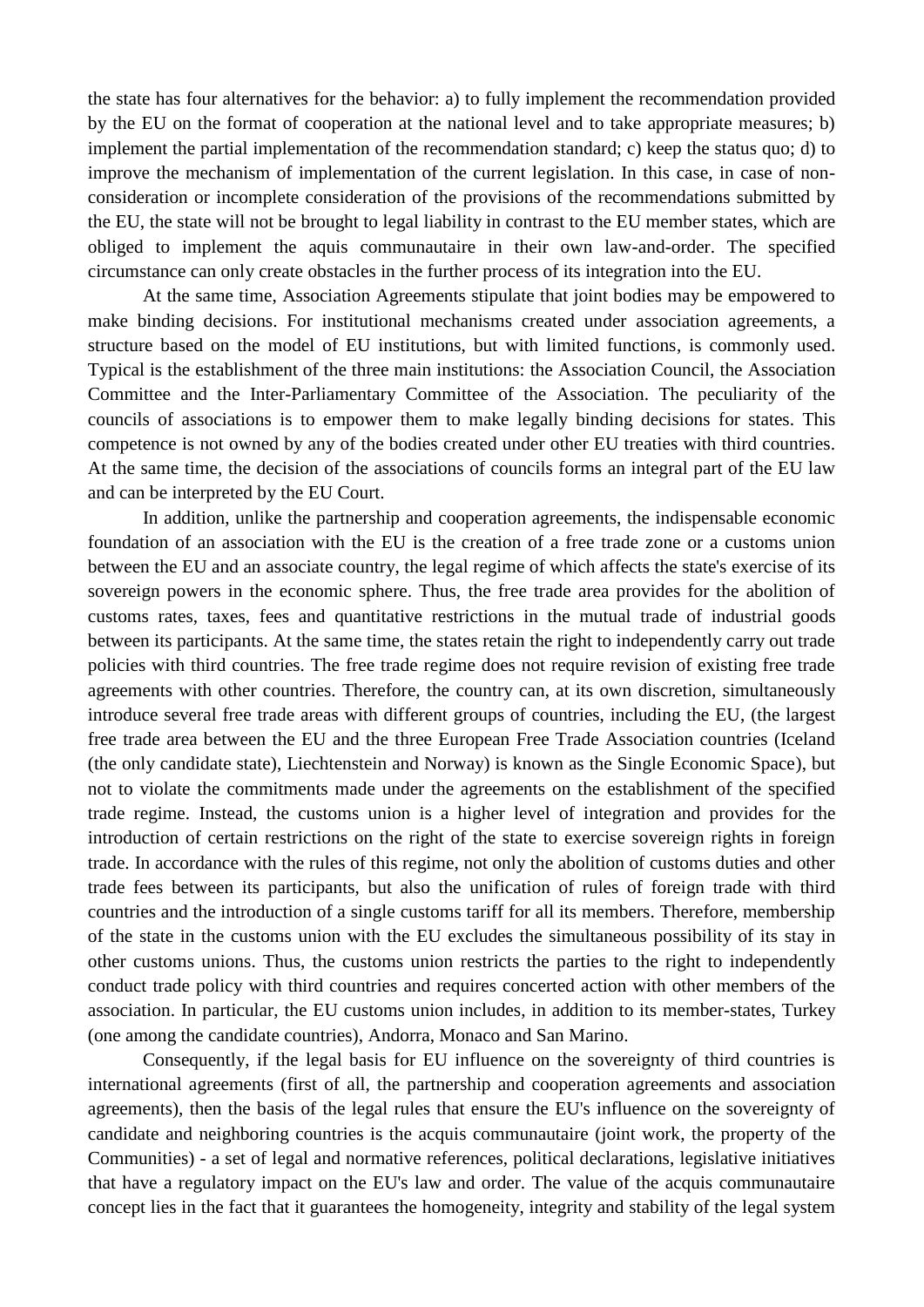the state has four alternatives for the behavior: a) to fully implement the recommendation provided by the EU on the format of cooperation at the national level and to take appropriate measures; b) implement the partial implementation of the recommendation standard; c) keep the status quo; d) to improve the mechanism of implementation of the current legislation. In this case, in case of non-consideration or incomplete consideration of the provisions of the recommendations submitted by the EU, the state will not be brought to legal liability in contrast to the EU member states, which are obliged to implement the aquis communautaire in their own law-and-order. The specified circumstance can only create obstacles in the further process of its integration into the EU.

At the same time, Association Agreements stipulate that joint bodies may be empowered to make binding decisions. For institutional mechanisms created under association agreements, a structure based on the model of EU institutions, but with limited functions, is commonly used. Typical is the establishment of the three main institutions: the Association Council, the Association Committee and the Inter-Parliamentary Committee of the Association. The peculiarity of the councils of associations is to empower them to make legally binding decisions for states. This competence is not owned by any of the bodies created under other EU treaties with third countries. At the same time, the decision of the associations of councils forms an integral part of the EU law and can be interpreted by the EU Court.

In addition, unlike the partnership and cooperation agreements, the indispensable economic foundation of an association with the EU is the creation of a free trade zone or a customs union between the EU and an associate country, the legal regime of which affects the state's exercise of its sovereign powers in the economic sphere. Thus, the free trade area provides for the abolition of customs rates, taxes, fees and quantitative restrictions in the mutual trade of industrial goods between its participants. At the same time, the states retain the right to independently carry out trade policies with third countries. The free trade regime does not require revision of existing free trade agreements with other countries. Therefore, the country can, at its own discretion, simultaneously introduce several free trade areas with different groups of countries, including the EU, (the largest free trade area between the EU and the three European Free Trade Association countries (Iceland (the only candidate state), Liechtenstein and Norway) is known as the Single Economic Space), but not to violate the commitments made under the agreements on the establishment of the specified trade regime. Instead, the customs union is a higher level of integration and provides for the introduction of certain restrictions on the right of the state to exercise sovereign rights in foreign trade. In accordance with the rules of this regime, not only the abolition of customs duties and other trade fees between its participants, but also the unification of rules of foreign trade with third countries and the introduction of a single customs tariff for all its members. Therefore, membership of the state in the customs union with the EU excludes the simultaneous possibility of its stay in other customs unions. Thus, the customs union restricts the parties to the right to independently conduct trade policy with third countries and requires concerted action with other members of the association. In particular, the EU customs union includes, in addition to its member-states, Turkey (one among the candidate countries), Andorra, Monaco and San Marino.

Consequently, if the legal basis for EU influence on the sovereignty of third countries is international agreements (first of all, the partnership and cooperation agreements and association agreements), then the basis of the legal rules that ensure the EU's influence on the sovereignty of candidate and neighboring countries is the acquis communautaire (joint work, the property of the Communities) - a set of legal and normative references, political declarations, legislative initiatives that have a regulatory impact on the EU's law and order. The value of the acquis communautaire concept lies in the fact that it guarantees the homogeneity, integrity and stability of the legal system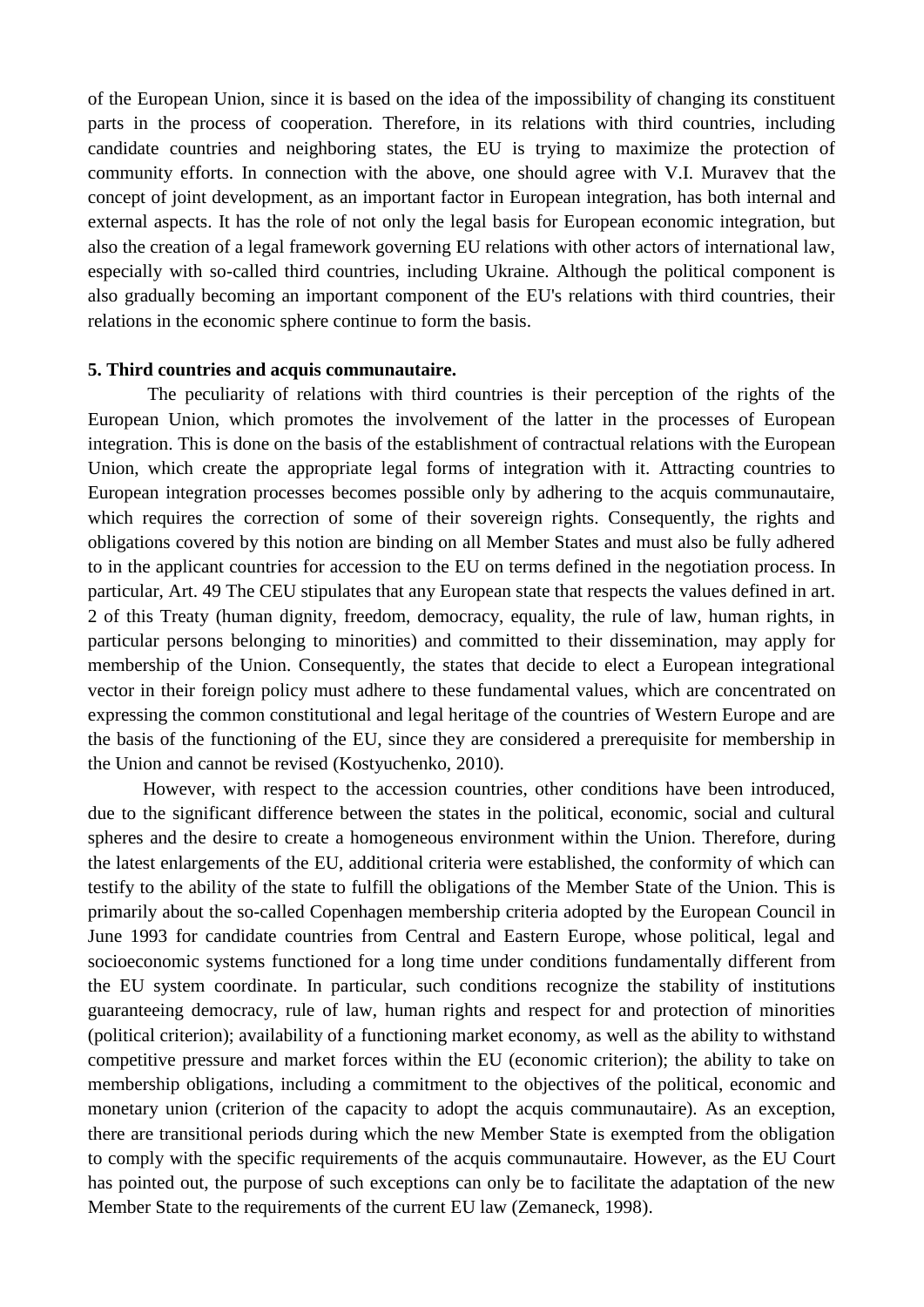of the European Union, since it is based on the idea of the impossibility of changing its constituent parts in the process of cooperation. Therefore, in its relations with third countries, including candidate countries and neighboring states, the EU is trying to maximize the protection of community efforts. In connection with the above, one should agree with V.I. Muravev that the concept of joint development, as an important factor in European integration, has both internal and external aspects. It has the role of not only the legal basis for European economic integration, but also the creation of a legal framework governing EU relations with other actors of international law, especially with so-called third countries, including Ukraine. Although the political component is also gradually becoming an important component of the EU's relations with third countries, their relations in the economic sphere continue to form the basis.

**5. Third countries and acquis communautaire.**

The peculiarity of relations with third countries is their perception of the rights of the European Union, which promotes the involvement of the latter in the processes of European integration. This is done on the basis of the establishment of contractual relations with the European Union, which create the appropriate legal forms of integration with it. Attracting countries to European integration processes becomes possible only by adhering to the acquis communautaire, which requires the correction of some of their sovereign rights. Consequently, the rights and obligations covered by this notion are binding on all Member States and must also be fully adhered to in the applicant countries for accession to the EU on terms defined in the negotiation process. In particular, Art. 49 The CEU stipulates that any European state that respects the values defined in art. 2 of this Treaty (human dignity, freedom, democracy, equality, the rule of law, human rights, in particular persons belonging to minorities) and committed to their dissemination, may apply for membership of the Union. Consequently, the states that decide to elect a European integrational vector in their foreign policy must adhere to these fundamental values, which are concentrated on expressing the common constitutional and legal heritage of the countries of Western Europe and are the basis of the functioning of the EU, since they are considered a prerequisite for membership in the Union and cannot be revised (Kostyuchenko, 2010).

However, with respect to the accession countries, other conditions have been introduced, due to the significant difference between the states in the political, economic, social and cultural spheres and the desire to create a homogeneous environment within the Union. Therefore, during the latest enlargements of the EU, additional criteria were established, the conformity of which can testify to the ability of the state to fulfill the obligations of the Member State of the Union. This is primarily about the so-called Copenhagen membership criteria adopted by the European Council in June 1993 for candidate countries from Central and Eastern Europe, whose political, legal and socioeconomic systems functioned for a long time under conditions fundamentally different from the EU system coordinate. In particular, such conditions recognize the stability of institutions guaranteeing democracy, rule of law, human rights and respect for and protection of minorities (political criterion); availability of a functioning market economy, as well as the ability to withstand competitive pressure and market forces within the EU (economic criterion); the ability to take on membership obligations, including a commitment to the objectives of the political, economic and monetary union (criterion of the capacity to adopt the acquis communautaire). As an exception, there are transitional periods during which the new Member State is exempted from the obligation to comply with the specific requirements of the acquis communautaire. However, as the EU Court has pointed out, the purpose of such exceptions can only be to facilitate the adaptation of the new Member State to the requirements of the current EU law (Zemaneck, 1998).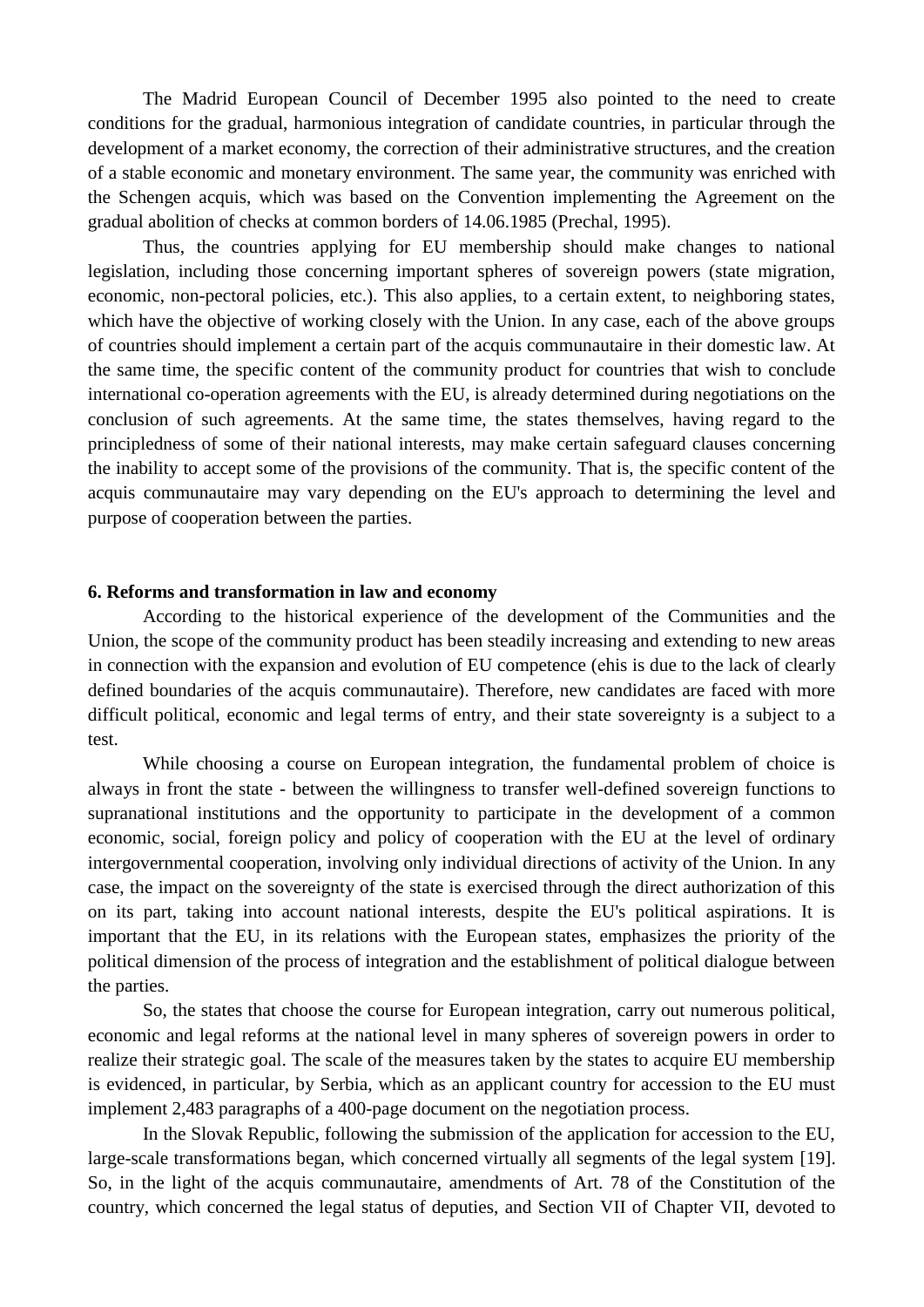The Madrid European Council of December 1995 also pointed to the need to create conditions for the gradual, harmonious integration of candidate countries, in particular through the development of a market economy, the correction of their administrative structures, and the creation of a stable economic and monetary environment. The same year, the community was enriched with the Schengen acquis, which was based on the Convention implementing the Agreement on the gradual abolition of checks at common borders of 14.06.1985 (Prechal, 1995).

Thus, the countries applying for EU membership should make changes to national legislation, including those concerning important spheres of sovereign powers (state migration, economic, non-pectoral policies, etc.). This also applies, to a certain extent, to neighboring states, which have the objective of working closely with the Union. In any case, each of the above groups of countries should implement a certain part of the acquis communautaire in their domestic law. At the same time, the specific content of the community product for countries that wish to conclude international co-operation agreements with the EU, is already determined during negotiations on the conclusion of such agreements. At the same time, the states themselves, having regard to the principledness of some of their national interests, may make certain safeguard clauses concerning the inability to accept some of the provisions of the community. That is, the specific content of the acquis communautaire may vary depending on the EU's approach to determining the level and purpose of cooperation between the parties.

**6. Reforms and transformation in law and economy**

According to the historical experience of the development of the Communities and the Union, the scope of the community product has been steadily increasing and extending to new areas in connection with the expansion and evolution of EU competence (ehis is due to the lack of clearly defined boundaries of the acquis communautaire). Therefore, new candidates are faced with more difficult political, economic and legal terms of entry, and their state sovereignty is a subject to a test.

While choosing a course on European integration, the fundamental problem of choice is always in front the state - between the willingness to transfer well-defined sovereign functions to supranational institutions and the opportunity to participate in the development of a common economic, social, foreign policy and policy of cooperation with the EU at the level of ordinary intergovernmental cooperation, involving only individual directions of activity of the Union. In any case, the impact on the sovereignty of the state is exercised through the direct authorization of this on its part, taking into account national interests, despite the EU's political aspirations. It is important that the EU, in its relations with the European states, emphasizes the priority of the political dimension of the process of integration and the establishment of political dialogue between the parties.

So, the states that choose the course for European integration, carry out numerous political, economic and legal reforms at the national level in many spheres of sovereign powers in order to realize their strategic goal. The scale of the measures taken by the states to acquire EU membership is evidenced, in particular, by Serbia, which as an applicant country for accession to the EU must implement 2,483 paragraphs of a 400-page document on the negotiation process.

In the Slovak Republic, following the submission of the application for accession to the EU, large-scale transformations began, which concerned virtually all segments of the legal system [19]. So, in the light of the acquis communautaire, amendments of Art. 78 of the Constitution of the country, which concerned the legal status of deputies, and Section VII of Chapter VII, devoted to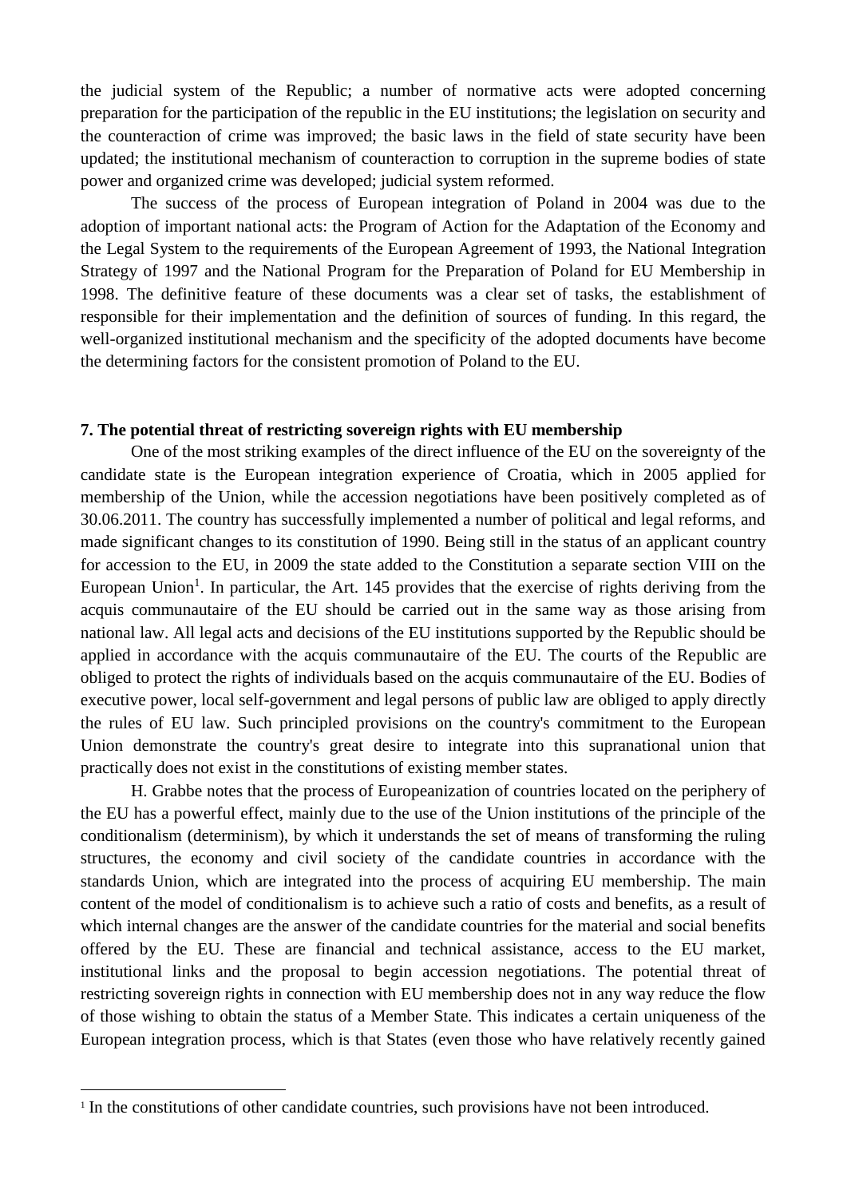the judicial system of the Republic; a number of normative acts were adopted concerning preparation for the participation of the republic in the EU institutions; the legislation on security and the counteraction of crime was improved; the basic laws in the field of state security have been updated; the institutional mechanism of counteraction to corruption in the supreme bodies of state power and organized crime was developed; judicial system reformed.

The success of the process of European integration of Poland in 2004 was due to the adoption of important national acts: the Program of Action for the Adaptation of the Economy and the Legal System to the requirements of the European Agreement of 1993, the National Integration Strategy of 1997 and the National Program for the Preparation of Poland for EU Membership in 1998. The definitive feature of these documents was a clear set of tasks, the establishment of responsible for their implementation and the definition of sources of funding. In this regard, the well-organized institutional mechanism and the specificity of the adopted documents have become the determining factors for the consistent promotion of Poland to the EU.

**7. The potential threat of restricting sovereign rights with EU membership**

One of the most striking examples of the direct influence of the EU on the sovereignty of the candidate state is the European integration experience of Croatia, which in 2005 applied for membership of the Union, while the accession negotiations have been positively completed as of 30.06.2011. The country has successfully implemented a number of political and legal reforms, and made significant changes to its constitution of 1990. Being still in the status of an applicant country for accession to the EU, in 2009 the state added to the Constitution a separate section VIII on the European Union[1]. In particular, the Art. 145 provides that the exercise of rights deriving from the acquis communautaire of the EU should be carried out in the same way as those arising from national law. All legal acts and decisions of the EU institutions supported by the Republic should be applied in accordance with the acquis communautaire of the EU. The courts of the Republic are obliged to protect the rights of individuals based on the acquis communautaire of the EU. Bodies of executive power, local self-government and legal persons of public law are obliged to apply directly the rules of EU law. Such principled provisions on the country's commitment to the European Union demonstrate the country's great desire to integrate into this supranational union that practically does not exist in the constitutions of existing member states.

H. Grabbe notes that the process of Europeanization of countries located on the periphery of the EU has a powerful effect, mainly due to the use of the Union institutions of the principle of the conditionalism (determinism), by which it understands the set of means of transforming the ruling structures, the economy and civil society of the candidate countries in accordance with the standards Union, which are integrated into the process of acquiring EU membership. The main content of the model of conditionalism is to achieve such a ratio of costs and benefits, as a result of which internal changes are the answer of the candidate countries for the material and social benefits offered by the EU. These are financial and technical assistance, access to the EU market, institutional links and the proposal to begin accession negotiations. The potential threat of restricting sovereign rights in connection with EU membership does not in any way reduce the flow of those wishing to obtain the status of a Member State. This indicates a certain uniqueness of the European integration process, which is that States (even those who have relatively recently gained

[1] In the constitutions of other candidate countries, such provisions have not been introduced.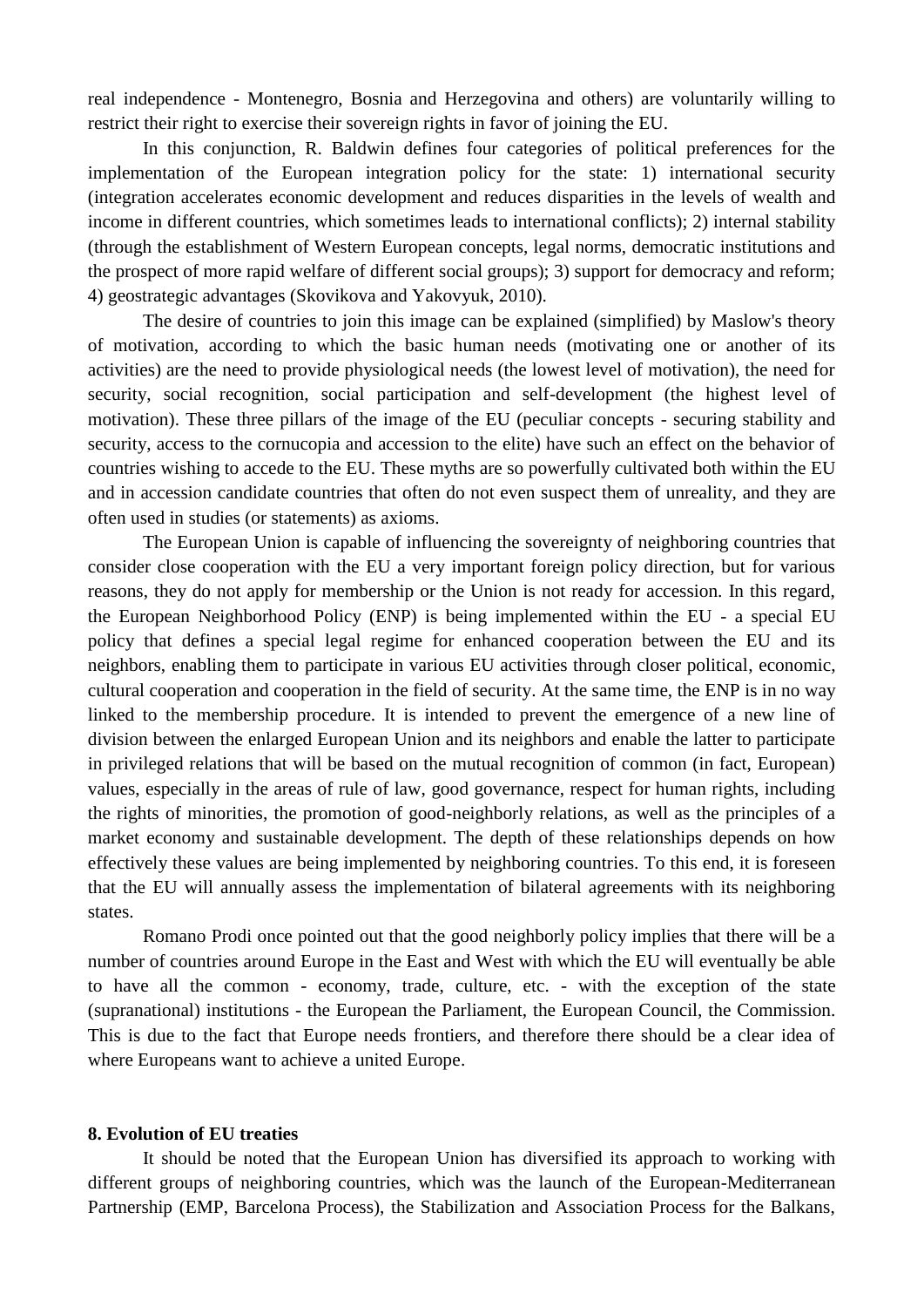real independence - Montenegro, Bosnia and Herzegovina and others) are voluntarily willing to restrict their right to exercise their sovereign rights in favor of joining the EU.

In this conjunction, R. Baldwin defines four categories of political preferences for the implementation of the European integration policy for the state: 1) international security (integration accelerates economic development and reduces disparities in the levels of wealth and income in different countries, which sometimes leads to international conflicts); 2) internal stability (through the establishment of Western European concepts, legal norms, democratic institutions and the prospect of more rapid welfare of different social groups); 3) support for democracy and reform; 4) geostrategic advantages (Skovikova and Yakovyuk, 2010).

The desire of countries to join this image can be explained (simplified) by Maslow's theory of motivation, according to which the basic human needs (motivating one or another of its activities) are the need to provide physiological needs (the lowest level of motivation), the need for security, social recognition, social participation and self-development (the highest level of motivation). These three pillars of the image of the EU (peculiar concepts - securing stability and security, access to the cornucopia and accession to the elite) have such an effect on the behavior of countries wishing to accede to the EU. These myths are so powerfully cultivated both within the EU and in accession candidate countries that often do not even suspect them of unreality, and they are often used in studies (or statements) as axioms.

The European Union is capable of influencing the sovereignty of neighboring countries that consider close cooperation with the EU a very important foreign policy direction, but for various reasons, they do not apply for membership or the Union is not ready for accession. In this regard, the European Neighborhood Policy (ENP) is being implemented within the EU - a special EU policy that defines a special legal regime for enhanced cooperation between the EU and its neighbors, enabling them to participate in various EU activities through closer political, economic, cultural cooperation and cooperation in the field of security. At the same time, the ENP is in no way linked to the membership procedure. It is intended to prevent the emergence of a new line of division between the enlarged European Union and its neighbors and enable the latter to participate in privileged relations that will be based on the mutual recognition of common (in fact, European) values, especially in the areas of rule of law, good governance, respect for human rights, including the rights of minorities, the promotion of good-neighborly relations, as well as the principles of a market economy and sustainable development. The depth of these relationships depends on how effectively these values are being implemented by neighboring countries. To this end, it is foreseen that the EU will annually assess the implementation of bilateral agreements with its neighboring states.

Romano Prodi once pointed out that the good neighborly policy implies that there will be a number of countries around Europe in the East and West with which the EU will eventually be able to have all the common - economy, trade, culture, etc. - with the exception of the state (supranational) institutions - the European the Parliament, the European Council, the Commission. This is due to the fact that Europe needs frontiers, and therefore there should be a clear idea of where Europeans want to achieve a united Europe.

**8. Evolution of EU treaties**

It should be noted that the European Union has diversified its approach to working with different groups of neighboring countries, which was the launch of the European-Mediterranean Partnership (EMP, Barcelona Process), the Stabilization and Association Process for the Balkans,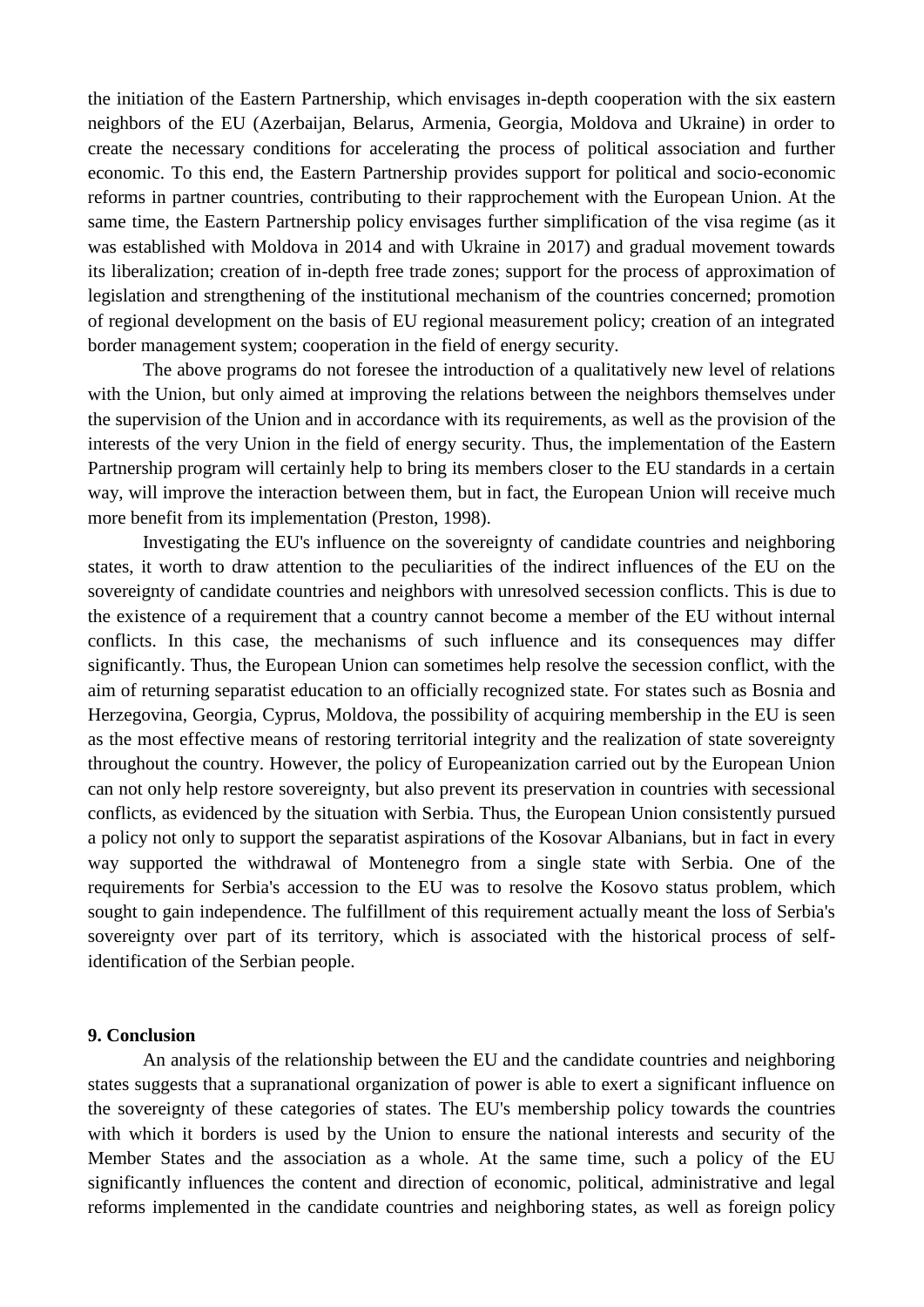the initiation of the Eastern Partnership, which envisages in-depth cooperation with the six eastern neighbors of the EU (Azerbaijan, Belarus, Armenia, Georgia, Moldova and Ukraine) in order to create the necessary conditions for accelerating the process of political association and further economic. To this end, the Eastern Partnership provides support for political and socio-economic reforms in partner countries, contributing to their rapprochement with the European Union. At the same time, the Eastern Partnership policy envisages further simplification of the visa regime (as it was established with Moldova in 2014 and with Ukraine in 2017) and gradual movement towards its liberalization; creation of in-depth free trade zones; support for the process of approximation of legislation and strengthening of the institutional mechanism of the countries concerned; promotion of regional development on the basis of EU regional measurement policy; creation of an integrated border management system; cooperation in the field of energy security.

The above programs do not foresee the introduction of a qualitatively new level of relations with the Union, but only aimed at improving the relations between the neighbors themselves under the supervision of the Union and in accordance with its requirements, as well as the provision of the interests of the very Union in the field of energy security. Thus, the implementation of the Eastern Partnership program will certainly help to bring its members closer to the EU standards in a certain way, will improve the interaction between them, but in fact, the European Union will receive much more benefit from its implementation (Preston, 1998).

Investigating the EU's influence on the sovereignty of candidate countries and neighboring states, it worth to draw attention to the peculiarities of the indirect influences of the EU on the sovereignty of candidate countries and neighbors with unresolved secession conflicts. This is due to the existence of a requirement that a country cannot become a member of the EU without internal conflicts. In this case, the mechanisms of such influence and its consequences may differ significantly. Thus, the European Union can sometimes help resolve the secession conflict, with the aim of returning separatist education to an officially recognized state. For states such as Bosnia and Herzegovina, Georgia, Cyprus, Moldova, the possibility of acquiring membership in the EU is seen as the most effective means of restoring territorial integrity and the realization of state sovereignty throughout the country. However, the policy of Europeanization carried out by the European Union can not only help restore sovereignty, but also prevent its preservation in countries with secessional conflicts, as evidenced by the situation with Serbia. Thus, the European Union consistently pursued a policy not only to support the separatist aspirations of the Kosovar Albanians, but in fact in every way supported the withdrawal of Montenegro from a single state with Serbia. One of the requirements for Serbia's accession to the EU was to resolve the Kosovo status problem, which sought to gain independence. The fulfillment of this requirement actually meant the loss of Serbia's sovereignty over part of its territory, which is associated with the historical process of self-identification of the Serbian people.

## 9. Conclusion

An analysis of the relationship between the EU and the candidate countries and neighboring states suggests that a supranational organization of power is able to exert a significant influence on the sovereignty of these categories of states. The EU's membership policy towards the countries with which it borders is used by the Union to ensure the national interests and security of the Member States and the association as a whole. At the same time, such a policy of the EU significantly influences the content and direction of economic, political, administrative and legal reforms implemented in the candidate countries and neighboring states, as well as foreign policy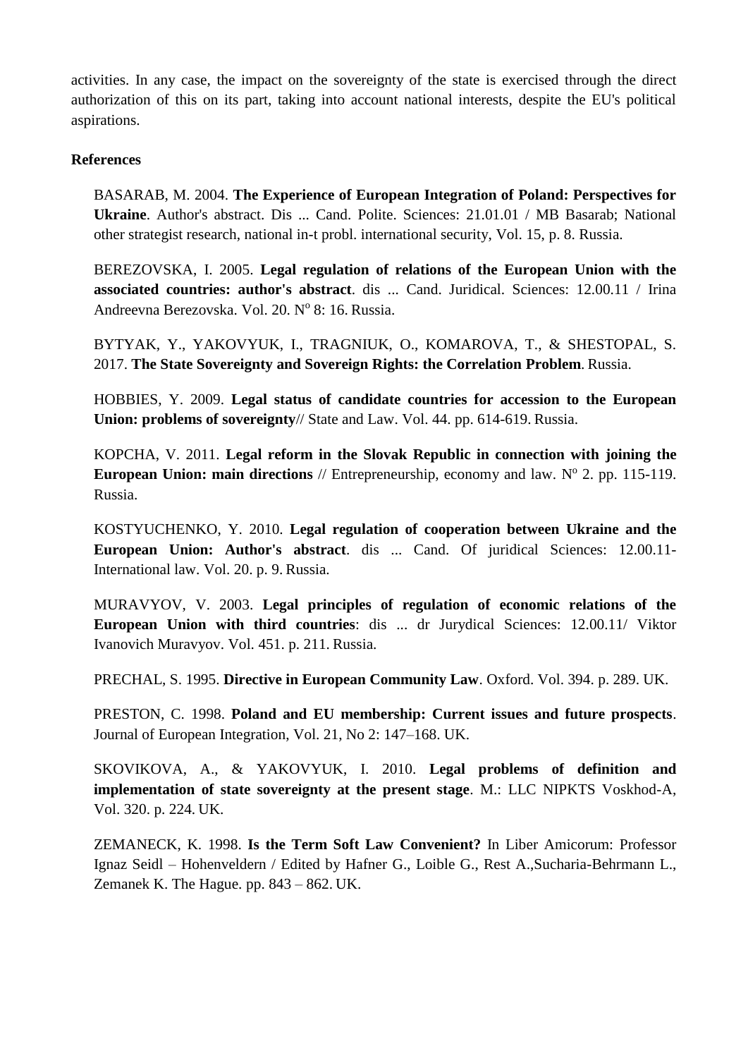activities. In any case, the impact on the sovereignty of the state is exercised through the direct authorization of this on its part, taking into account national interests, despite the EU's political aspirations.

**References**

BASARAB, M. 2004. **The Experience of European Integration of Poland: Perspectives for Ukraine**. Author's abstract. Dis ... Cand. Polite. Sciences: 21.01.01 / MB Basarab; National other strategist research, national in-t probl. international security, Vol. 15, p. 8. Russia.

BEREZOVSKA, I. 2005. **Legal regulation of relations of the European Union with the associated countries: author's abstract**. dis ... Cand. Juridical. Sciences: 12.00.11 / Irina Andreevna Berezovska. Vol. 20. N° 8: 16. Russia.

BYTYAK, Y., YAKOVYUK, I., TRAGNIUK, O., KOMAROVA, T., & SHESTOPAL, S. 2017. **The State Sovereignty and Sovereign Rights: the Correlation Problem**. Russia.

HOBBIES, Y. 2009. **Legal status of candidate countries for accession to the European Union: problems of sovereignty**// State and Law. Vol. 44. pp. 614-619. Russia.

KOPCHA, V. 2011. **Legal reform in the Slovak Republic in connection with joining the European Union: main directions** // Entrepreneurship, economy and law. N° 2. pp. 115-119. Russia.

KOSTYUCHENKO, Y. 2010. **Legal regulation of cooperation between Ukraine and the European Union: Author's abstract**. dis ... Cand. Of juridical Sciences: 12.00.11- International law. Vol. 20. p. 9. Russia.

MURAVYOV, V. 2003. **Legal principles of regulation of economic relations of the European Union with third countries**: dis ... dr Jurydical Sciences: 12.00.11/ Viktor Ivanovich Muravyov. Vol. 451. p. 211. Russia.

PRECHAL, S. 1995. **Directive in European Community Law**. Oxford. Vol. 394. p. 289. UK.

PRESTON, C. 1998. **Poland and EU membership: Current issues and future prospects**. Journal of European Integration, Vol. 21, No 2: 147–168. UK.

SKOVIKOVA, A., & YAKOVYUK, I. 2010. **Legal problems of definition and implementation of state sovereignty at the present stage**. M.: LLC NIPKTS Voskhod-A, Vol. 320. p. 224. UK.

ZEMANECK, K. 1998. **Is the Term Soft Law Convenient?** In Liber Amicorum: Professor Ignaz Seidl – Hohenveldern / Edited by Hafner G., Loible G., Rest A.,Sucharia-Behrmann L., Zemanek K. The Hague. pp. 843 – 862. UK.